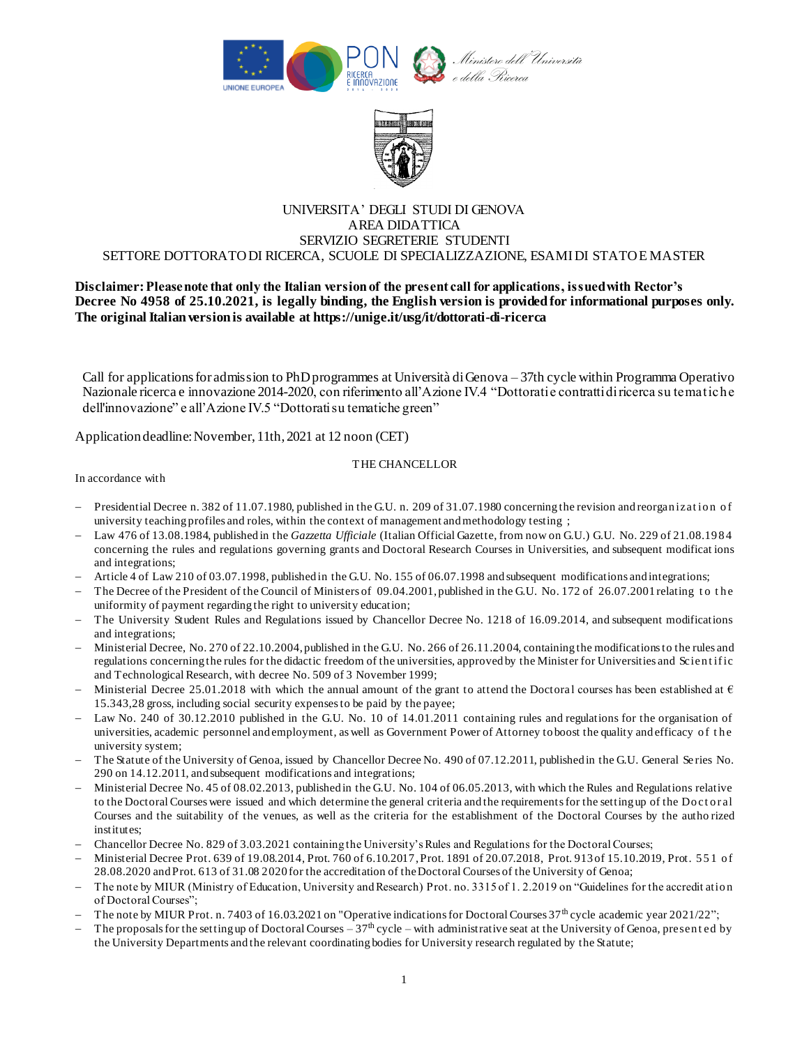UNIVERSITA' DEGLI STUDI DI GENOVA
AREA DIDATTICA
SERVIZIO SEGRETERIE STUDENTI
SETTORE DOTTORATO DI RICERCA, SCUOLE DI SPECIALIZZAZIONE, ESAMI DI STATO E MASTER

**Disclaimer: Please note that only the Italian version of the present call for applications, issued with Rector's Decree No 4958 of 25.10.2021, is legally binding, the English version is provided for informational purposes only. The original Italian version is available at https://unige.it/usg/it/dottorati-di-ricerca**

Call for applications for admission to PhD programmes at Università di Genova – 37th cycle within Programma Operativo Nazionale ricerca e innovazione 2014-2020, con riferimento all'Azione IV.4 "Dottorati e contratti di ricerca su tematiche dell'innovazione" e all'Azione IV.5 "Dottorati su tematiche green"

Application deadline: November, 11th, 2021 at 12 noon (CET)

THE CHANCELLOR

In accordance with

- Presidential Decree n. 382 of 11.07.1980, published in the G.U. n. 209 of 31.07.1980 concerning the revision and reorganization of university teaching profiles and roles, within the context of management and methodology testing ;
- Law 476 of 13.08.1984, published in the *Gazzetta Ufficiale* (Italian Official Gazette, from now on G.U.) G.U. No. 229 of 21.08.1984 concerning the rules and regulations governing grants and Doctoral Research Courses in Universities, and subsequent modifications and integrations;
- Article 4 of Law 210 of 03.07.1998, published in the G.U. No. 155 of 06.07.1998 and subsequent modifications and integrations;
- The Decree of the President of the Council of Ministers of 09.04.2001, published in the G.U. No. 172 of 26.07.2001 relating to the uniformity of payment regarding the right to university education;
- The University Student Rules and Regulations issued by Chancellor Decree No. 1218 of 16.09.2014, and subsequent modifications and integrations;
- Ministerial Decree, No. 270 of 22.10.2004, published in the G.U. No. 266 of 26.11.2004, containing the modifications to the rules and regulations concerning the rules for the didactic freedom of the universities, approved by the Minister for Universities and Scientific and Technological Research, with decree No. 509 of 3 November 1999;
- Ministerial Decree 25.01.2018 with which the annual amount of the grant to attend the Doctoral courses has been established at € 15.343,28 gross, including social security expenses to be paid by the payee;
- Law No. 240 of 30.12.2010 published in the G.U. No. 10 of 14.01.2011 containing rules and regulations for the organisation of universities, academic personnel and employment, as well as Government Power of Attorney to boost the quality and efficacy of the university system;
- The Statute of the University of Genoa, issued by Chancellor Decree No. 490 of 07.12.2011, published in the G.U. General Series No. 290 on 14.12.2011, and subsequent modifications and integrations;
- Ministerial Decree No. 45 of 08.02.2013, published in the G.U. No. 104 of 06.05.2013, with which the Rules and Regulations relative to the Doctoral Courses were issued and which determine the general criteria and the requirements for the setting up of the Doctoral Courses and the suitability of the venues, as well as the criteria for the establishment of the Doctoral Courses by the authorized institutes;
- Chancellor Decree No. 829 of 3.03.2021 containing the University's Rules and Regulations for the Doctoral Courses;
- Ministerial Decree Prot. 639 of 19.08.2014, Prot. 760 of 6.10.2017, Prot. 1891 of 20.07.2018, Prot. 913 of 15.10.2019, Prot. 551 of 28.08.2020 and Prot. 613 of 31.08 2020 for the accreditation of the Doctoral Courses of the University of Genoa;
- The note by MIUR (Ministry of Education, University and Research) Prot. no. 3315 of 1. 2.2019 on "Guidelines for the accreditation of Doctoral Courses";
- The note by MIUR Prot. n. 7403 of 16.03.2021 on "Operative indications for Doctoral Courses 37th cycle academic year 2021/22";
- The proposals for the setting up of Doctoral Courses – 37th cycle – with administrative seat at the University of Genoa, presented by the University Departments and the relevant coordinating bodies for University research regulated by the Statute;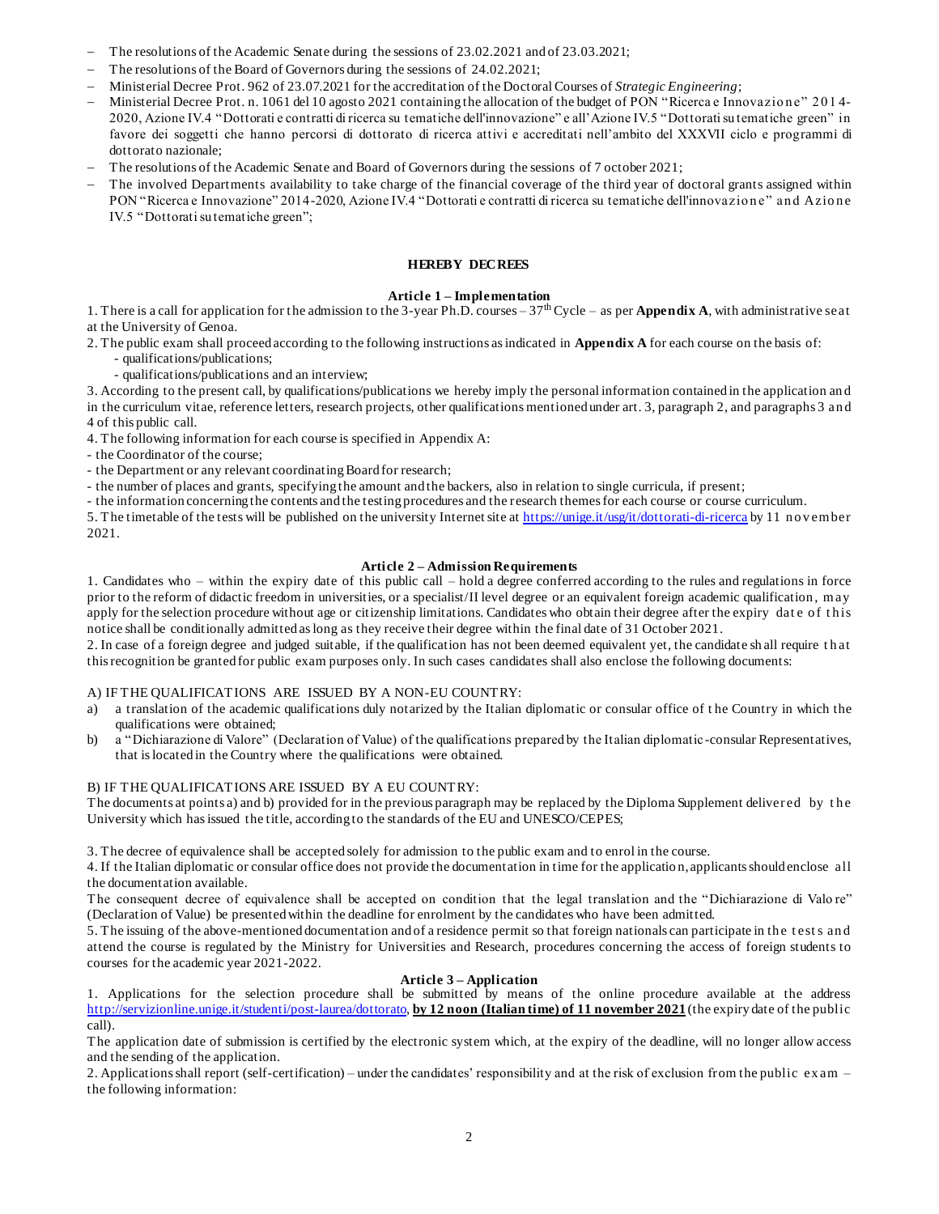- The resolutions of the Academic Senate during the sessions of 23.02.2021 and of 23.03.2021;
- The resolutions of the Board of Governors during the sessions of 24.02.2021;
- Ministerial Decree Prot. 962 of 23.07.2021 for the accreditation of the Doctoral Courses of *Strategic Engineering*;
- Ministerial Decree Prot. n. 1061 del 10 agosto 2021 containing the allocation of the budget of PON "Ricerca e Innovazione" 2014-2020, Azione IV.4 "Dottorati e contratti di ricerca su tematiche dell'innovazione" e all'Azione IV.5 "Dottorati su tematiche green" in favore dei soggetti che hanno percorsi di dottorato di ricerca attivi e accreditati nell'ambito del XXXVII ciclo e programmi di dottorato nazionale;
- The resolutions of the Academic Senate and Board of Governors during the sessions of 7 october 2021;
- The involved Departments availability to take charge of the financial coverage of the third year of doctoral grants assigned within PON "Ricerca e Innovazione" 2014-2020, Azione IV.4 "Dottorati e contratti di ricerca su tematiche dell'innovazione" and Azione IV.5 "Dottorati su tematiche green";

**HEREBY DECREES**

**Article 1 – Implementation**

1. There is a call for application for the admission to the 3-year Ph.D. courses – 37th Cycle – as per **Appendix A**, with administrative seat at the University of Genoa.

2. The public exam shall proceed according to the following instructions as indicated in **Appendix A** for each course on the basis of:
   - qualifications/publications;
   - qualifications/publications and an interview;

3. According to the present call, by qualifications/publications we hereby imply the personal information contained in the application and in the curriculum vitae, reference letters, research projects, other qualifications mentioned under art. 3, paragraph 2, and paragraphs 3 and 4 of this public call.

4. The following information for each course is specified in Appendix A:
- the Coordinator of the course;
- the Department or any relevant coordinating Board for research;
- the number of places and grants, specifying the amount and the backers, also in relation to single curricula, if present;
- the information concerning the contents and the testing procedures and the research themes for each course or course curriculum.

5. The timetable of the tests will be published on the university Internet site at https://unige.it/usg/it/dottorati-di-ricerca by 11 november 2021.

**Article 2 – Admission Requirements**

1. Candidates who – within the expiry date of this public call – hold a degree conferred according to the rules and regulations in force prior to the reform of didactic freedom in universities, or a specialist/II level degree or an equivalent foreign academic qualification, may apply for the selection procedure without age or citizenship limitations. Candidates who obtain their degree after the expiry date of this notice shall be conditionally admitted as long as they receive their degree within the final date of 31 October 2021.

2. In case of a foreign degree and judged suitable, if the qualification has not been deemed equivalent yet, the candidate shall require that this recognition be granted for public exam purposes only. In such cases candidates shall also enclose the following documents:

A) IF THE QUALIFICATIONS ARE ISSUED BY A NON-EU COUNTRY:

a) a translation of the academic qualifications duly notarized by the Italian diplomatic or consular office of the Country in which the qualifications were obtained;
b) a "Dichiarazione di Valore" (Declaration of Value) of the qualifications prepared by the Italian diplomatic-consular Representatives, that is located in the Country where the qualifications were obtained.

B) IF THE QUALIFICATIONS ARE ISSUED BY A EU COUNTRY:

The documents at points a) and b) provided for in the previous paragraph may be replaced by the Diploma Supplement delivered by the University which has issued the title, according to the standards of the EU and UNESCO/CEPES;

3. The decree of equivalence shall be accepted solely for admission to the public exam and to enrol in the course.

4. If the Italian diplomatic or consular office does not provide the documentation in time for the application, applicants should enclose all the documentation available.

The consequent decree of equivalence shall be accepted on condition that the legal translation and the "Dichiarazione di Valore" (Declaration of Value) be presented within the deadline for enrolment by the candidates who have been admitted.

5. The issuing of the above-mentioned documentation and of a residence permit so that foreign nationals can participate in the tests and attend the course is regulated by the Ministry for Universities and Research, procedures concerning the access of foreign students to courses for the academic year 2021-2022.

**Article 3 – Application**

1. Applications for the selection procedure shall be submitted by means of the online procedure available at the address http://servizionline.unige.it/studenti/post-laurea/dottorato, **by 12 noon (Italian time) of 11 november 2021** (the expiry date of the public call).

The application date of submission is certified by the electronic system which, at the expiry of the deadline, will no longer allow access and the sending of the application.

2. Applications shall report (self-certification) – under the candidates' responsibility and at the risk of exclusion from the public exam – the following information: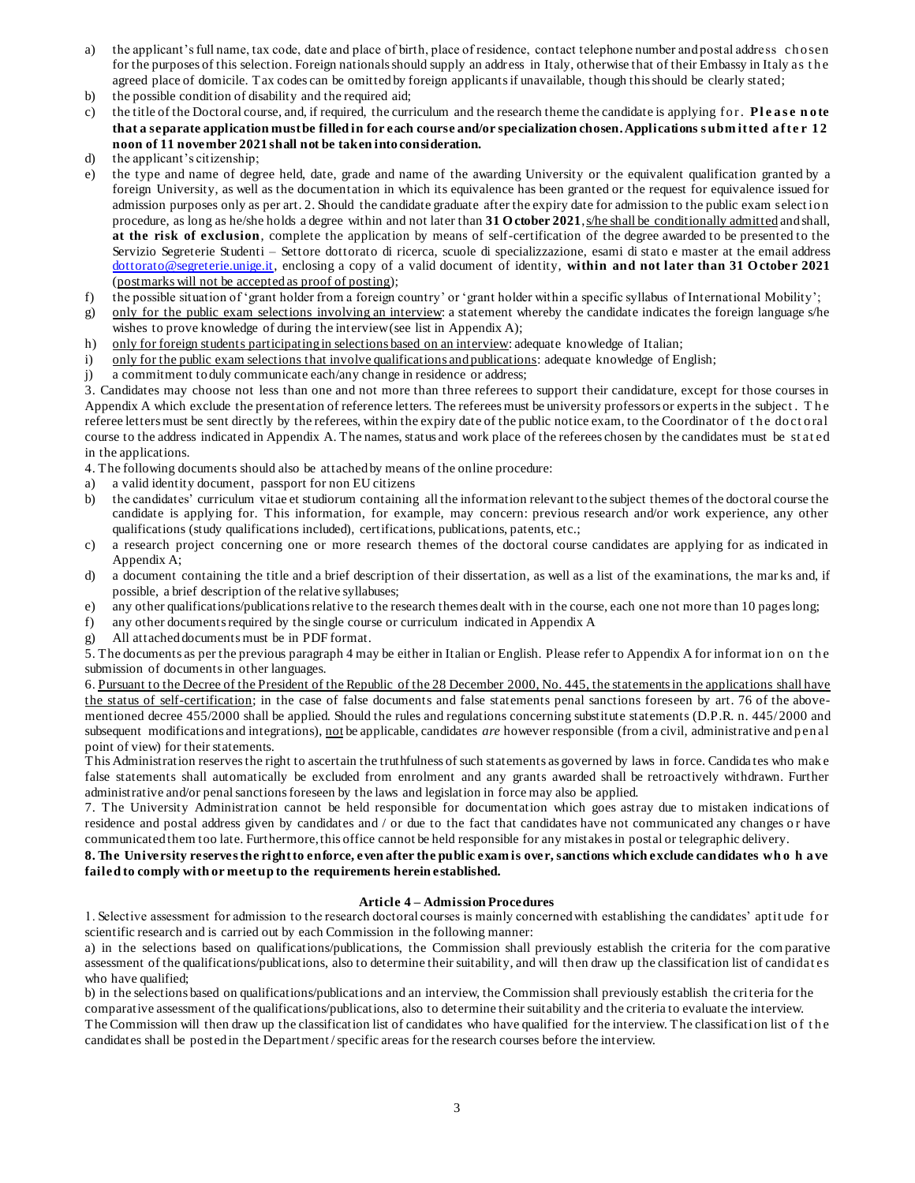a) the applicant's full name, tax code, date and place of birth, place of residence, contact telephone number and postal address chosen for the purposes of this selection. Foreign nationals should supply an address in Italy, otherwise that of their Embassy in Italy as the agreed place of domicile. Tax codes can be omitted by foreign applicants if unavailable, though this should be clearly stated;
b) the possible condition of disability and the required aid;
c) the title of the Doctoral course, and, if required, the curriculum and the research theme the candidate is applying for. **Please note that a separate application must be filled in for each course and/or specialization chosen. Applications submitted after 12 noon of 11 november 2021 shall not be taken into consideration.**
d) the applicant's citizenship;
e) the type and name of degree held, date, grade and name of the awarding University or the equivalent qualification granted by a foreign University, as well as the documentation in which its equivalence has been granted or the request for equivalence issued for admission purposes only as per art. 2. Should the candidate graduate after the expiry date for admission to the public exam selection procedure, as long as he/she holds a degree within and not later than **31 October 2021**, s/he shall be conditionally admitted and shall, **at the risk of exclusion**, complete the application by means of self-certification of the degree awarded to be presented to the Servizio Segreterie Studenti – Settore dottorato di ricerca, scuole di specializzazione, esami di stato e master at the email address dottorato@segreterie.unige.it, enclosing a copy of a valid document of identity, **within and not later than 31 October 2021** (postmarks will not be accepted as proof of posting);
f) the possible situation of 'grant holder from a foreign country' or 'grant holder within a specific syllabus of International Mobility';
g) only for the public exam selections involving an interview: a statement whereby the candidate indicates the foreign language s/he wishes to prove knowledge of during the interview (see list in Appendix A);
h) only for foreign students participating in selections based on an interview: adequate knowledge of Italian;
i) only for the public exam selections that involve qualifications and publications: adequate knowledge of English;
j) a commitment to duly communicate each/any change in residence or address;

3. Candidates may choose not less than one and not more than three referees to support their candidature, except for those courses in Appendix A which exclude the presentation of reference letters. The referees must be university professors or experts in the subject. The referee letters must be sent directly by the referees, within the expiry date of the public notice exam, to the Coordinator of the doctoral course to the address indicated in Appendix A. The names, status and work place of the referees chosen by the candidates must be stated in the applications.

4. The following documents should also be attached by means of the online procedure:
a) a valid identity document, passport for non EU citizens
b) the candidates' curriculum vitae et studiorum containing all the information relevant to the subject themes of the doctoral course the candidate is applying for. This information, for example, may concern: previous research and/or work experience, any other qualifications (study qualifications included), certifications, publications, patents, etc.;
c) a research project concerning one or more research themes of the doctoral course candidates are applying for as indicated in Appendix A;
d) a document containing the title and a brief description of their dissertation, as well as a list of the examinations, the marks and, if possible, a brief description of the relative syllabuses;
e) any other qualifications/publications relative to the research themes dealt with in the course, each one not more than 10 pages long;
f) any other documents required by the single course or curriculum indicated in Appendix A
g) All attached documents must be in PDF format.

5. The documents as per the previous paragraph 4 may be either in Italian or English. Please refer to Appendix A for information on the submission of documents in other languages.

6. Pursuant to the Decree of the President of the Republic of the 28 December 2000, No. 445, the statements in the applications shall have the status of self-certification; in the case of false documents and false statements penal sanctions foreseen by art. 76 of the above-mentioned decree 455/2000 shall be applied. Should the rules and regulations concerning substitute statements (D.P.R. n. 445/2000 and subsequent modifications and integrations), not be applicable, candidates *are* however responsible (from a civil, administrative and penal point of view) for their statements.
This Administration reserves the right to ascertain the truthfulness of such statements as governed by laws in force. Candidates who make false statements shall automatically be excluded from enrolment and any grants awarded shall be retroactively withdrawn. Further administrative and/or penal sanctions foreseen by the laws and legislation in force may also be applied.

7. The University Administration cannot be held responsible for documentation which goes astray due to mistaken indications of residence and postal address given by candidates and / or due to the fact that candidates have not communicated any changes or have communicated them too late. Furthermore, this office cannot be held responsible for any mistakes in postal or telegraphic delivery.

**8. The University reserves the right to enforce, even after the public exam is over, sanctions which exclude candidates who have failed to comply with or meet up to the requirements herein established.**

## Article 4 – Admission Procedures

1. Selective assessment for admission to the research doctoral courses is mainly concerned with establishing the candidates' aptitude for scientific research and is carried out by each Commission in the following manner:
a) in the selections based on qualifications/publications, the Commission shall previously establish the criteria for the comparative assessment of the qualifications/publications, also to determine their suitability, and will then draw up the classification list of candidates who have qualified;
b) in the selections based on qualifications/publications and an interview, the Commission shall previously establish the criteria for the comparative assessment of the qualifications/publications, also to determine their suitability and the criteria to evaluate the interview.
The Commission will then draw up the classification list of candidates who have qualified for the interview. The classification list of the candidates shall be posted in the Department / specific areas for the research courses before the interview.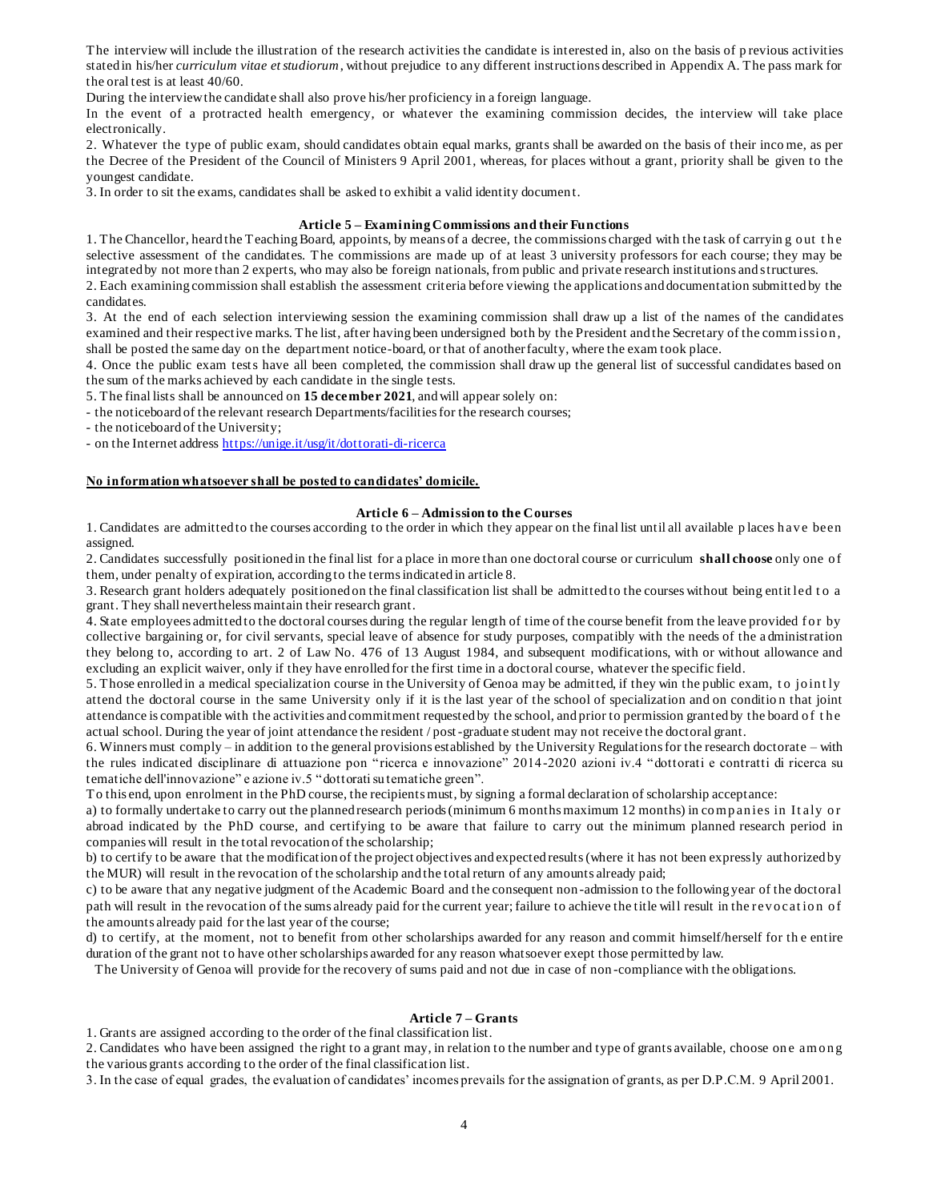The interview will include the illustration of the research activities the candidate is interested in, also on the basis of previous activities stated in his/her *curriculum vitae et studiorum*, without prejudice to any different instructions described in Appendix A. The pass mark for the oral test is at least 40/60.

During the interview the candidate shall also prove his/her proficiency in a foreign language.

In the event of a protracted health emergency, or whatever the examining commission decides, the interview will take place electronically.

2. Whatever the type of public exam, should candidates obtain equal marks, grants shall be awarded on the basis of their income, as per the Decree of the President of the Council of Ministers 9 April 2001, whereas, for places without a grant, priority shall be given to the youngest candidate.

3. In order to sit the exams, candidates shall be asked to exhibit a valid identity document.

### Article 5 – Examining Commissions and their Functions

1. The Chancellor, heard the Teaching Board, appoints, by means of a decree, the commissions charged with the task of carrying out the selective assessment of the candidates. The commissions are made up of at least 3 university professors for each course; they may be integrated by not more than 2 experts, who may also be foreign nationals, from public and private research institutions and structures.

2. Each examining commission shall establish the assessment criteria before viewing the applications and documentation submitted by the candidates.

3. At the end of each selection interviewing session the examining commission shall draw up a list of the names of the candidates examined and their respective marks. The list, after having been undersigned both by the President and the Secretary of the commission, shall be posted the same day on the department notice-board, or that of another faculty, where the exam took place.

4. Once the public exam tests have all been completed, the commission shall draw up the general list of successful candidates based on the sum of the marks achieved by each candidate in the single tests.

5. The final lists shall be announced on **15 december 2021**, and will appear solely on:

- the noticeboard of the relevant research Departments/facilities for the research courses;
- the noticeboard of the University;
- on the Internet address https://unige.it/usg/it/dottorati-di-ricerca

**No information whatsoever shall be posted to candidates' domicile.**

### Article 6 – Admission to the Courses

1. Candidates are admitted to the courses according to the order in which they appear on the final list until all available places have been assigned.

2. Candidates successfully positioned in the final list for a place in more than one doctoral course or curriculum **shall choose** only one of them, under penalty of expiration, according to the terms indicated in article 8.

3. Research grant holders adequately positioned on the final classification list shall be admitted to the courses without being entitled to a grant. They shall nevertheless maintain their research grant.

4. State employees admitted to the doctoral courses during the regular length of time of the course benefit from the leave provided for by collective bargaining or, for civil servants, special leave of absence for study purposes, compatibly with the needs of the administration they belong to, according to art. 2 of Law No. 476 of 13 August 1984, and subsequent modifications, with or without allowance and excluding an explicit waiver, only if they have enrolled for the first time in a doctoral course, whatever the specific field.

5. Those enrolled in a medical specialization course in the University of Genoa may be admitted, if they win the public exam, to jointly attend the doctoral course in the same University only if it is the last year of the school of specialization and on condition that joint attendance is compatible with the activities and commitment requested by the school, and prior to permission granted by the board of the actual school. During the year of joint attendance the resident / post-graduate student may not receive the doctoral grant.

6. Winners must comply – in addition to the general provisions established by the University Regulations for the research doctorate – with the rules indicated disciplinare di attuazione pon "ricerca e innovazione" 2014-2020 azioni iv.4 "dottorati e contratti di ricerca su tematiche dell'innovazione" e azione iv.5 "dottorati su tematiche green".

To this end, upon enrolment in the PhD course, the recipients must, by signing a formal declaration of scholarship acceptance:

a) to formally undertake to carry out the planned research periods (minimum 6 months maximum 12 months) in companies in Italy or abroad indicated by the PhD course, and certifying to be aware that failure to carry out the minimum planned research period in companies will result in the total revocation of the scholarship;

b) to certify to be aware that the modification of the project objectives and expected results (where it has not been expressly authorized by the MUR) will result in the revocation of the scholarship and the total return of any amounts already paid;

c) to be aware that any negative judgment of the Academic Board and the consequent non-admission to the following year of the doctoral path will result in the revocation of the sums already paid for the current year; failure to achieve the title will result in the revocation of the amounts already paid for the last year of the course;

d) to certify, at the moment, not to benefit from other scholarships awarded for any reason and commit himself/herself for the entire duration of the grant not to have other scholarships awarded for any reason whatsoever exept those permitted by law.

The University of Genoa will provide for the recovery of sums paid and not due in case of non-compliance with the obligations.

### Article 7 – Grants

1. Grants are assigned according to the order of the final classification list.

2. Candidates who have been assigned the right to a grant may, in relation to the number and type of grants available, choose one among the various grants according to the order of the final classification list.

3. In the case of equal grades, the evaluation of candidates' incomes prevails for the assignation of grants, as per D.P.C.M. 9 April 2001.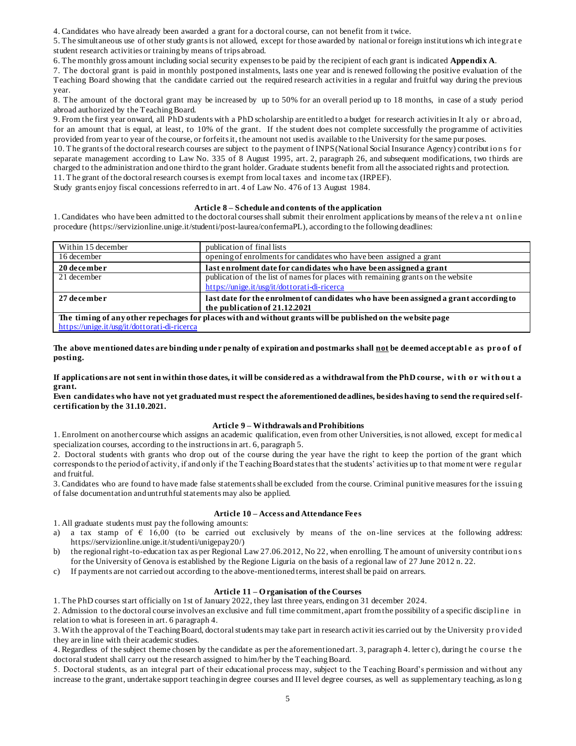4. Candidates who have already been awarded a grant for a doctoral course, can not benefit from it twice.

5. The simultaneous use of other study grants is not allowed, except for those awarded by national or foreign institutions which integrate student research activities or training by means of trips abroad.

6. The monthly gross amount including social security expenses to be paid by the recipient of each grant is indicated **Appendix A**.

7. The doctoral grant is paid in monthly postponed instalments, lasts one year and is renewed following the positive evaluation of the Teaching Board showing that the candidate carried out the required research activities in a regular and fruitful way during the previous year.

8. The amount of the doctoral grant may be increased by up to 50% for an overall period up to 18 months, in case of a study period abroad authorized by the Teaching Board.

9. From the first year onward, all PhD students with a PhD scholarship are entitled to a budget for research activities in Italy or abroad, for an amount that is equal, at least, to 10% of the grant. If the student does not complete successfully the programme of activities provided from year to year of the course, or forfeits it, the amount not used is available to the University for the same purposes.

10. The grants of the doctoral research courses are subject to the payment of INPS (National Social Insurance Agency) contributions for separate management according to Law No. 335 of 8 August 1995, art. 2, paragraph 26, and subsequent modifications, two thirds are charged to the administration and one third to the grant holder. Graduate students benefit from all the associated rights and protection.

11. The grant of the doctoral research courses is exempt from local taxes and income tax (IRPEF).

Study grants enjoy fiscal concessions referred to in art. 4 of Law No. 476 of 13 August 1984.

### Article 8 – Schedule and contents of the application

1. Candidates who have been admitted to the doctoral courses shall submit their enrolment applications by means of the relevant online procedure (https://servizionline.unige.it/studenti/post-laurea/confermaPL), according to the following deadlines:

| | |
|---|---|
| Within 15 december | publication of final lists |
| 16 december | opening of enrolments for candidates who have been assigned a grant |
| **20 december** | **last enrolment date for candidates who have been assigned a grant** |
| 21 december | publication of the list of names for places with remaining grants on the website https://unige.it/usg/it/dottorati-di-ricerca |
| **27 december** | **last date for the enrolment of candidates who have been assigned a grant according to the publication of 21.12.2021** |
| **The timing of any other repechages for places with and without grants will be published on the website page** https://unige.it/usg/it/dottorati-di-ricerca | |

**The above mentioned dates are binding under penalty of expiration and postmarks shall <u>not</u> be deemed acceptable as proof of posting.**

**If applications are not sent in within those dates, it will be considered as a withdrawal from the PhD course, with or without a grant.**

**Even candidates who have not yet graduated must respect the aforementioned deadlines, besides having to send the required self-certification by the 31.10.2021.**

### Article 9 – Withdrawals and Prohibitions

1. Enrolment on another course which assigns an academic qualification, even from other Universities, is not allowed, except for medical specialization courses, according to the instructions in art. 6, paragraph 5.

2. Doctoral students with grants who drop out of the course during the year have the right to keep the portion of the grant which corresponds to the period of activity, if and only if the Teaching Board states that the students' activities up to that moment were regular and fruitful.

3. Candidates who are found to have made false statements shall be excluded from the course. Criminal punitive measures for the issuing of false documentation and untruthful statements may also be applied.

### Article 10 – Access and Attendance Fees

1. All graduate students must pay the following amounts:

a) a tax stamp of € 16,00 (to be carried out exclusively by means of the on-line services at the following address: https://servizionline.unige.it/studenti/unigepay20/)

b) the regional right-to-education tax as per Regional Law 27.06.2012, No 22, when enrolling. The amount of university contributions for the University of Genova is established by the Regione Liguria on the basis of a regional law of 27 June 2012 n. 22.

c) If payments are not carried out according to the above-mentioned terms, interest shall be paid on arrears.

### Article 11 – Organisation of the Courses

1. The PhD courses start officially on 1st of January 2022, they last three years, ending on 31 december 2024.

2. Admission to the doctoral course involves an exclusive and full time commitment, apart from the possibility of a specific discipline in relation to what is foreseen in art. 6 paragraph 4.

3. With the approval of the Teaching Board, doctoral students may take part in research activities carried out by the University provided they are in line with their academic studies.

4. Regardless of the subject theme chosen by the candidate as per the aforementioned art. 3, paragraph 4. letter c), during the course the doctoral student shall carry out the research assigned to him/her by the Teaching Board.

5. Doctoral students, as an integral part of their educational process may, subject to the Teaching Board's permission and without any increase to the grant, undertake support teaching in degree courses and II level degree courses, as well as supplementary teaching, as long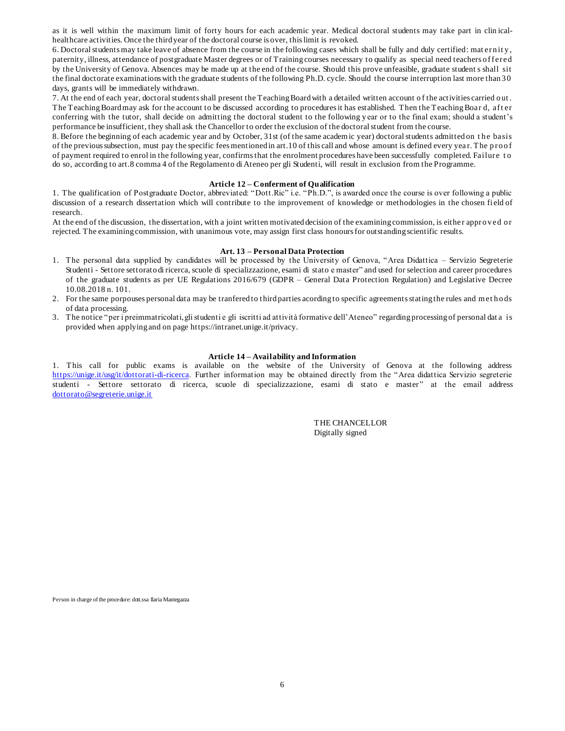as it is well within the maximum limit of forty hours for each academic year. Medical doctoral students may take part in clinical-healthcare activities. Once the third year of the doctoral course is over, this limit is revoked.

6. Doctoral students may take leave of absence from the course in the following cases which shall be fully and duly certified: maternity, paternity, illness, attendance of postgraduate Master degrees or of Training courses necessary to qualify as special need teachers offered by the University of Genova. Absences may be made up at the end of the course. Should this prove unfeasible, graduate students shall sit the final doctorate examinations with the graduate students of the following Ph.D. cycle. Should the course interruption last more than 30 days, grants will be immediately withdrawn.

7. At the end of each year, doctoral students shall present the Teaching Board with a detailed written account of the activities carried out. The Teaching Board may ask for the account to be discussed according to procedures it has established. Then the Teaching Board, after conferring with the tutor, shall decide on admitting the doctoral student to the following year or to the final exam; should a student's performance be insufficient, they shall ask the Chancellor to order the exclusion of the doctoral student from the course.

8. Before the beginning of each academic year and by October, 31st (of the same academic year) doctoral students admitted on the basis of the previous subsection, must pay the specific fees mentioned in art.10 of this call and whose amount is defined every year. The proof of payment required to enrol in the following year, confirms that the enrolment procedures have been successfully completed. Failure to do so, according to art.8 comma 4 of the Regolamento di Ateneo per gli Studenti, will result in exclusion from the Programme.

**Article 12 – Conferment of Qualification**

1. The qualification of Postgraduate Doctor, abbreviated: "Dott.Ric" i.e. "Ph.D.", is awarded once the course is over following a public discussion of a research dissertation which will contribute to the improvement of knowledge or methodologies in the chosen field of research.

At the end of the discussion, the dissertation, with a joint written motivated decision of the examining commission, is either approved or rejected. The examining commission, with unanimous vote, may assign first class honours for outstanding scientific results.

**Art. 13 – Personal Data Protection**

1. The personal data supplied by candidates will be processed by the University of Genova, "Area Didattica – Servizio Segreterie Studenti - Settore settorato di ricerca, scuole di specializzazione, esami di stato e master" and used for selection and career procedures of the graduate students as per UE Regulations 2016/679 (GDPR – General Data Protection Regulation) and Legislative Decree 10.08.2018 n. 101.
2. For the same porpouses personal data may be tranfered to third parties acording to specific agreements stating the rules and methods of data processing.
3. The notice "per i preimmatricolati, gli studenti e gli iscritti ad attività formative dell'Ateneo" regarding processing of personal data is provided when applying and on page https://intranet.unige.it/privacy.

**Article 14 – Availability and Information**

1. This call for public exams is available on the website of the University of Genova at the following address https://unige.it/usg/it/dottorati-di-ricerca. Further information may be obtained directly from the "Area didattica Servizio segreterie studenti - Settore settorato di ricerca, scuole di specializzazione, esami di stato e master" at the email address dottorato@segreterie.unige.it

THE CHANCELLOR
Digitally signed

Person in charge of the procedure: dott.ssa Ilaria Mantegazza